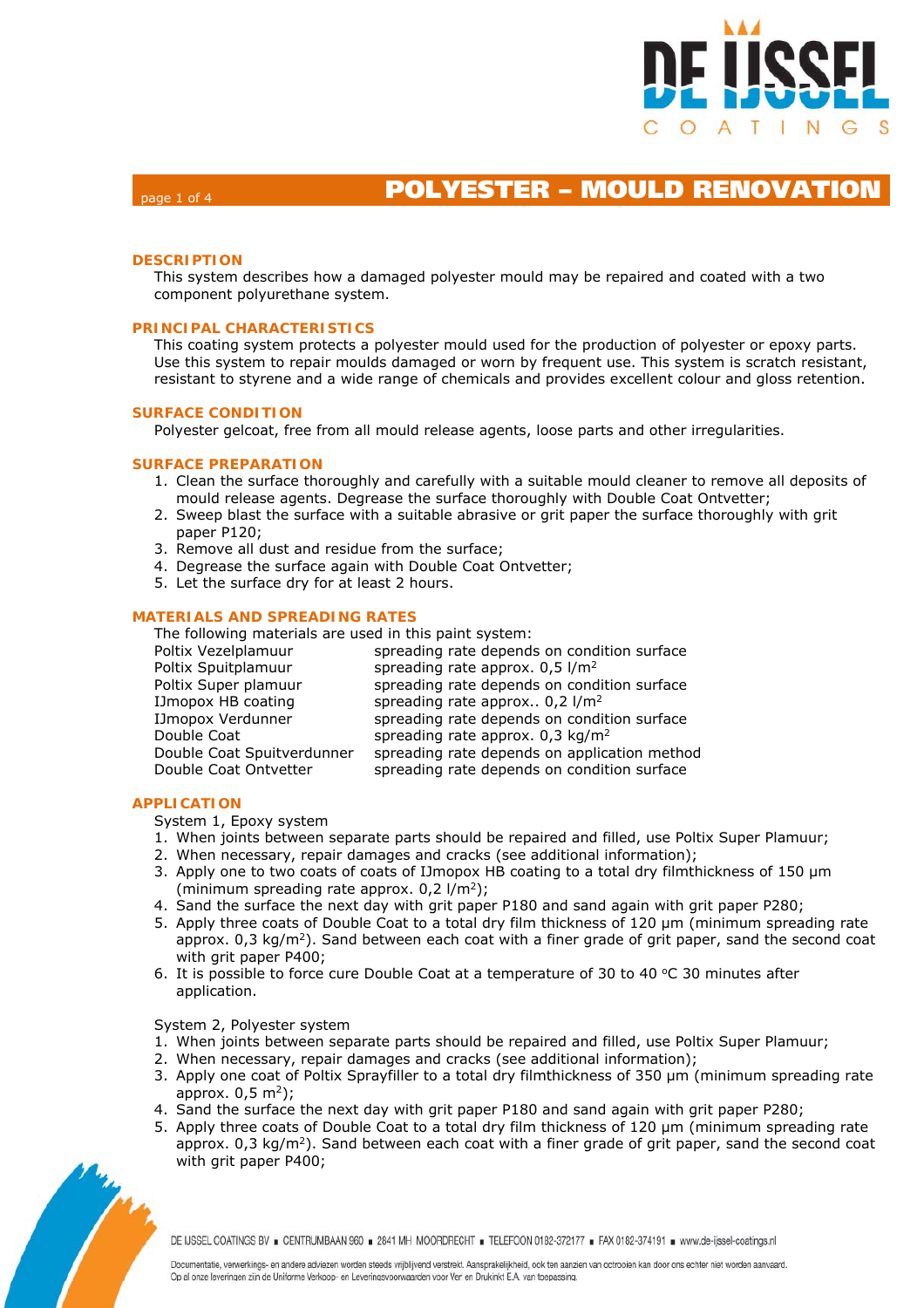# POLYESTER – MOULD RENOVATION

## DESCRIPTION

This system describes how a damaged polyester mould may be repaired and coated with a two component polyurethane system.

## PRINCIPAL CHARACTERISTICS

This coating system protects a polyester mould used for the production of polyester or epoxy parts. Use this system to repair moulds damaged or worn by frequent use. This system is scratch resistant, resistant to styrene and a wide range of chemicals and provides excellent colour and gloss retention.

## SURFACE CONDITION

Polyester gelcoat, free from all mould release agents, loose parts and other irregularities.

## SURFACE PREPARATION

1. Clean the surface thoroughly and carefully with a suitable mould cleaner to remove all deposits of mould release agents. Degrease the surface thoroughly with Double Coat Ontvetter;
2. Sweep blast the surface with a suitable abrasive or grit paper the surface thoroughly with grit paper P120;
3. Remove all dust and residue from the surface;
4. Degrease the surface again with Double Coat Ontvetter;
5. Let the surface dry for at least 2 hours.

## MATERIALS AND SPREADING RATES

The following materials are used in this paint system:

| | |
|---|---|
| Poltix Vezelplamuur | spreading rate depends on condition surface |
| Poltix Spuitplamuur | spreading rate approx. 0,5 l/m² |
| Poltix Super plamuur | spreading rate depends on condition surface |
| IJmopox HB coating | spreading rate approx.. 0,2 l/m² |
| IJmopox Verdunner | spreading rate depends on condition surface |
| Double Coat | spreading rate approx. 0,3 kg/m² |
| Double Coat Spuitverdunner | spreading rate depends on application method |
| Double Coat Ontvetter | spreading rate depends on condition surface |

## APPLICATION

System 1, Epoxy system

1. When joints between separate parts should be repaired and filled, use Poltix Super Plamuur;
2. When necessary, repair damages and cracks (see additional information);
3. Apply one to two coats of coats of IJmopox HB coating to a total dry filmthickness of 150 µm (minimum spreading rate approx. 0,2 l/m²);
4. Sand the surface the next day with grit paper P180 and sand again with grit paper P280;
5. Apply three coats of Double Coat to a total dry film thickness of 120 µm (minimum spreading rate approx. 0,3 kg/m²). Sand between each coat with a finer grade of grit paper, sand the second coat with grit paper P400;
6. It is possible to force cure Double Coat at a temperature of 30 to 40 °C 30 minutes after application.

System 2, Polyester system

1. When joints between separate parts should be repaired and filled, use Poltix Super Plamuur;
2. When necessary, repair damages and cracks (see additional information);
3. Apply one coat of Poltix Sprayfiller to a total dry filmthickness of 350 µm (minimum spreading rate approx. 0,5 m²);
4. Sand the surface the next day with grit paper P180 and sand again with grit paper P280;
5. Apply three coats of Double Coat to a total dry film thickness of 120 µm (minimum spreading rate approx. 0,3 kg/m²). Sand between each coat with a finer grade of grit paper, sand the second coat with grit paper P400;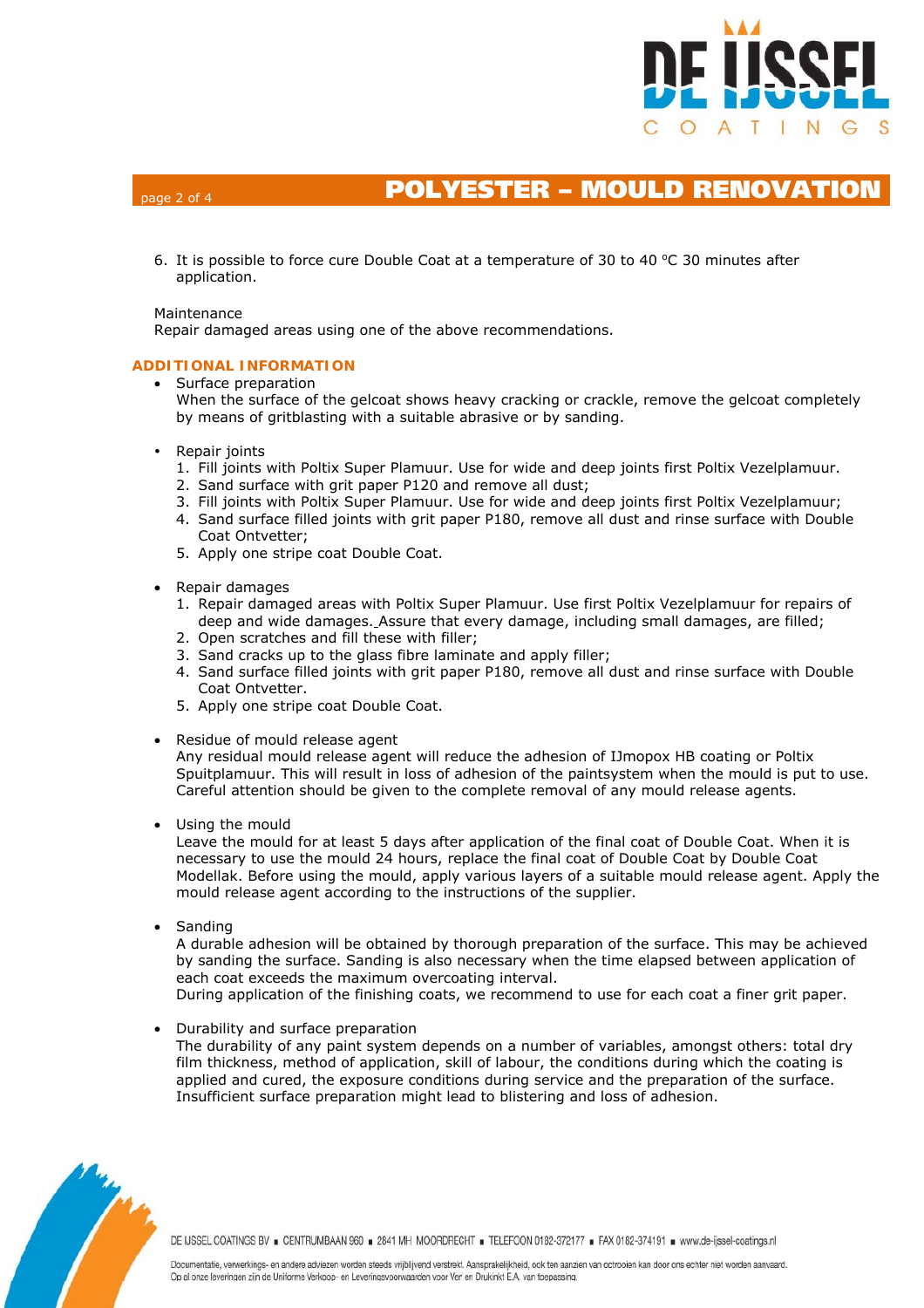6. It is possible to force cure Double Coat at a temperature of 30 to 40 ºC 30 minutes after application.

Maintenance
Repair damaged areas using one of the above recommendations.

## ADDITIONAL INFORMATION

- Surface preparation
  When the surface of the gelcoat shows heavy cracking or crackle, remove the gelcoat completely by means of gritblasting with a suitable abrasive or by sanding.

- Repair joints
  1. Fill joints with Poltix Super Plamuur. Use for wide and deep joints first Poltix Vezelplamuur.
  2. Sand surface with grit paper P120 and remove all dust;
  3. Fill joints with Poltix Super Plamuur. Use for wide and deep joints first Poltix Vezelplamuur;
  4. Sand surface filled joints with grit paper P180, remove all dust and rinse surface with Double Coat Ontvetter;
  5. Apply one stripe coat Double Coat.

- Repair damages
  1. Repair damaged areas with Poltix Super Plamuur. Use first Poltix Vezelplamuur for repairs of deep and wide damages. Assure that every damage, including small damages, are filled;
  2. Open scratches and fill these with filler;
  3. Sand cracks up to the glass fibre laminate and apply filler;
  4. Sand surface filled joints with grit paper P180, remove all dust and rinse surface with Double Coat Ontvetter.
  5. Apply one stripe coat Double Coat.

- Residue of mould release agent
  Any residual mould release agent will reduce the adhesion of IJmopox HB coating or Poltix Spuitplamuur. This will result in loss of adhesion of the paintsystem when the mould is put to use. Careful attention should be given to the complete removal of any mould release agents.

- Using the mould
  Leave the mould for at least 5 days after application of the final coat of Double Coat. When it is necessary to use the mould 24 hours, replace the final coat of Double Coat by Double Coat Modellak. Before using the mould, apply various layers of a suitable mould release agent. Apply the mould release agent according to the instructions of the supplier.

- Sanding
  A durable adhesion will be obtained by thorough preparation of the surface. This may be achieved by sanding the surface. Sanding is also necessary when the time elapsed between application of each coat exceeds the maximum overcoating interval.
  During application of the finishing coats, we recommend to use for each coat a finer grit paper.

- Durability and surface preparation
  The durability of any paint system depends on a number of variables, amongst others: total dry film thickness, method of application, skill of labour, the conditions during which the coating is applied and cured, the exposure conditions during service and the preparation of the surface. Insufficient surface preparation might lead to blistering and loss of adhesion.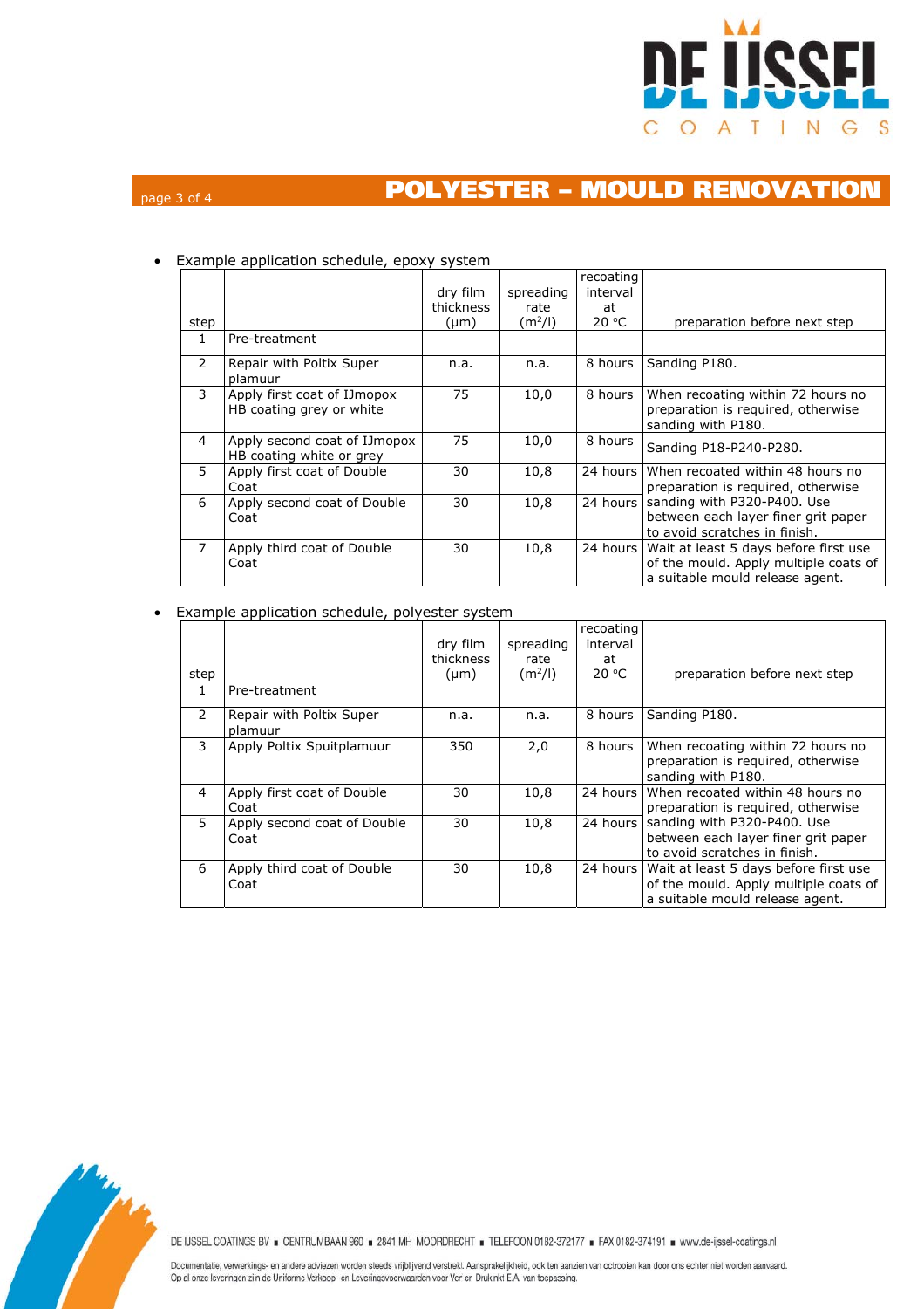- Example application schedule, epoxy system

| step | | dry film thickness (μm) | spreading rate ($m^2$/l) | recoating interval at 20 °C | preparation before next step |
|---|---|---|---|---|---|
| 1 | Pre-treatment | | | | |
| 2 | Repair with Poltix Super plamuur | n.a. | n.a. | 8 hours | Sanding P180. |
| 3 | Apply first coat of IJmopox HB coating grey or white | 75 | 10,0 | 8 hours | When recoating within 72 hours no preparation is required, otherwise sanding with P180. |
| 4 | Apply second coat of IJmopox HB coating white or grey | 75 | 10,0 | 8 hours | Sanding P18-P240-P280. |
| 5 | Apply first coat of Double Coat | 30 | 10,8 | 24 hours | When recoated within 48 hours no preparation is required, otherwise sanding with P320-P400. Use between each layer finer grit paper to avoid scratches in finish. |
| 6 | Apply second coat of Double Coat | 30 | 10,8 | 24 hours | |
| 7 | Apply third coat of Double Coat | 30 | 10,8 | 24 hours | Wait at least 5 days before first use of the mould. Apply multiple coats of a suitable mould release agent. |

- Example application schedule, polyester system

| step | | dry film thickness (μm) | spreading rate ($m^2$/l) | recoating interval at 20 °C | preparation before next step |
|---|---|---|---|---|---|
| 1 | Pre-treatment | | | | |
| 2 | Repair with Poltix Super plamuur | n.a. | n.a. | 8 hours | Sanding P180. |
| 3 | Apply Poltix Spuitplamuur | 350 | 2,0 | 8 hours | When recoating within 72 hours no preparation is required, otherwise sanding with P180. |
| 4 | Apply first coat of Double Coat | 30 | 10,8 | 24 hours | When recoated within 48 hours no preparation is required, otherwise sanding with P320-P400. Use between each layer finer grit paper to avoid scratches in finish. |
| 5 | Apply second coat of Double Coat | 30 | 10,8 | 24 hours | |
| 6 | Apply third coat of Double Coat | 30 | 10,8 | 24 hours | Wait at least 5 days before first use of the mould. Apply multiple coats of a suitable mould release agent. |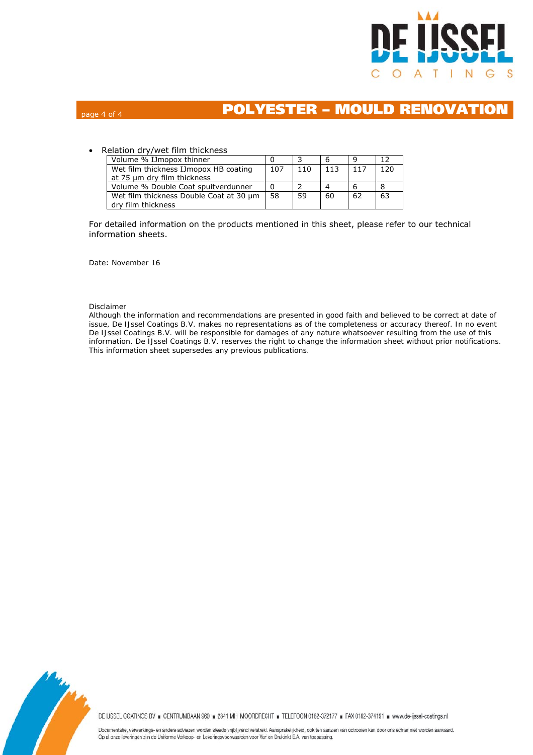- Relation dry/wet film thickness

| | | | | | |
|---|---|---|---|---|---|
| Volume % IJmopox thinner | 0 | 3 | 6 | 9 | 12 |
| Wet film thickness IJmopox HB coating at 75 µm dry film thickness | 107 | 110 | 113 | 117 | 120 |
| Volume % Double Coat spuitverdunner | 0 | 2 | 4 | 6 | 8 |
| Wet film thickness Double Coat at 30 µm dry film thickness | 58 | 59 | 60 | 62 | 63 |

For detailed information on the products mentioned in this sheet, please refer to our technical information sheets.

Date: November 16

Disclaimer
Although the information and recommendations are presented in good faith and believed to be correct at date of issue, De IJssel Coatings B.V. makes no representations as of the completeness or accuracy thereof. In no event De IJssel Coatings B.V. will be responsible for damages of any nature whatsoever resulting from the use of this information. De IJssel Coatings B.V. reserves the right to change the information sheet without prior notifications. This information sheet supersedes any previous publications.